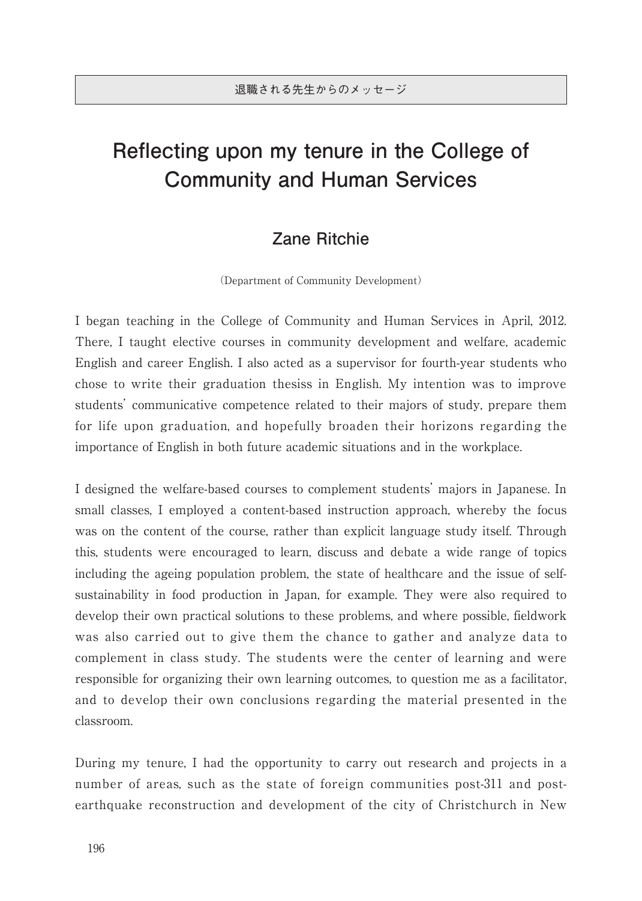退職される先生からのメッセージ

# Reflecting upon my tenure in the College of Community and Human Services

## Zane Ritchie

(Department of Community Development)

I began teaching in the College of Community and Human Services in April, 2012. There, I taught elective courses in community development and welfare, academic English and career English. I also acted as a supervisor for fourth-year students who chose to write their graduation thesiss in English. My intention was to improve students' communicative competence related to their majors of study, prepare them for life upon graduation, and hopefully broaden their horizons regarding the importance of English in both future academic situations and in the workplace.

I designed the welfare-based courses to complement students' majors in Japanese. In small classes, I employed a content-based instruction approach, whereby the focus was on the content of the course, rather than explicit language study itself. Through this, students were encouraged to learn, discuss and debate a wide range of topics including the ageing population problem, the state of healthcare and the issue of self-sustainability in food production in Japan, for example. They were also required to develop their own practical solutions to these problems, and where possible, fieldwork was also carried out to give them the chance to gather and analyze data to complement in class study. The students were the center of learning and were responsible for organizing their own learning outcomes, to question me as a facilitator, and to develop their own conclusions regarding the material presented in the classroom.

During my tenure, I had the opportunity to carry out research and projects in a number of areas, such as the state of foreign communities post-311 and post-earthquake reconstruction and development of the city of Christchurch in New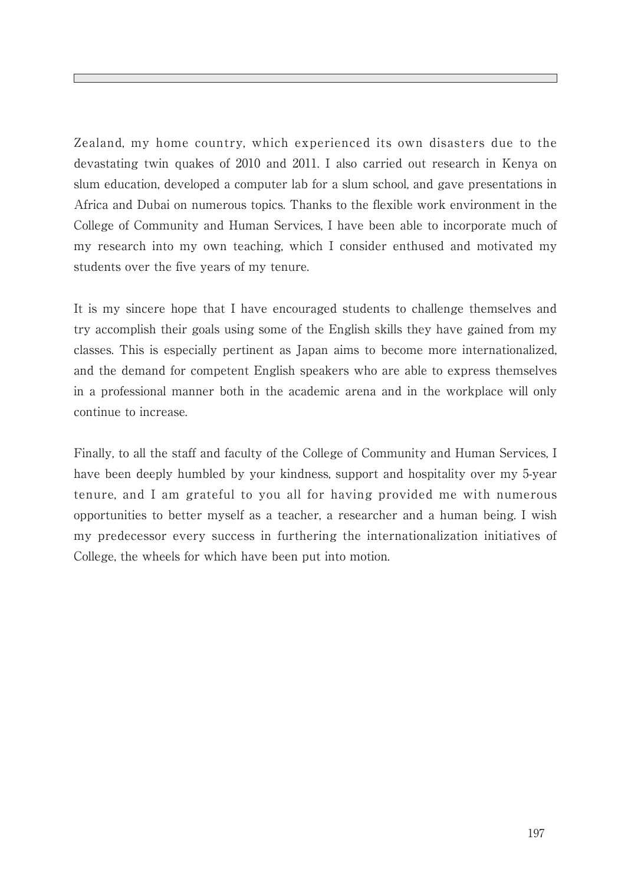Zealand, my home country, which experienced its own disasters due to the devastating twin quakes of 2010 and 2011. I also carried out research in Kenya on slum education, developed a computer lab for a slum school, and gave presentations in Africa and Dubai on numerous topics. Thanks to the flexible work environment in the College of Community and Human Services, I have been able to incorporate much of my research into my own teaching, which I consider enthused and motivated my students over the five years of my tenure.

It is my sincere hope that I have encouraged students to challenge themselves and try accomplish their goals using some of the English skills they have gained from my classes. This is especially pertinent as Japan aims to become more internationalized, and the demand for competent English speakers who are able to express themselves in a professional manner both in the academic arena and in the workplace will only continue to increase.

Finally, to all the staff and faculty of the College of Community and Human Services, I have been deeply humbled by your kindness, support and hospitality over my 5-year tenure, and I am grateful to you all for having provided me with numerous opportunities to better myself as a teacher, a researcher and a human being. I wish my predecessor every success in furthering the internationalization initiatives of College, the wheels for which have been put into motion.